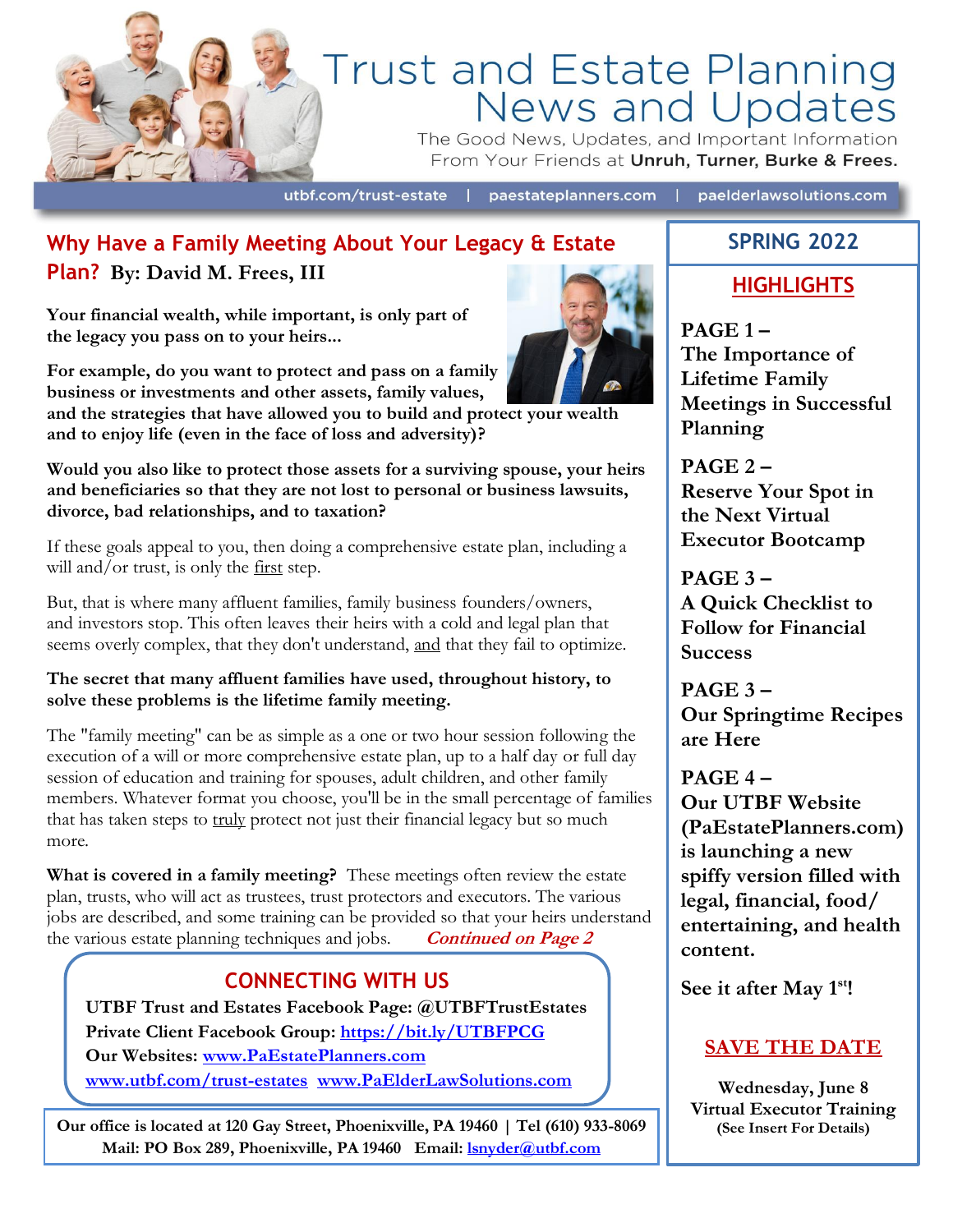# Trust and Estate Planning News and Updates

The Good News, Updates, and Important Information From Your Friends at **Unruh, Turner, Burke & Frees.**

utbf.com/trust-estate | paestateplanners.com | paelderlawsolutions.com

## Why Have a Family Meeting About Your Legacy & Estate Plan? By: David M. Frees, III

**Your financial wealth, while important, is only part of the legacy you pass on to your heirs...**

**For example, do you want to protect and pass on a family business or investments and other assets, family values, and the strategies that have allowed you to build and protect your wealth and to enjoy life (even in the face of loss and adversity)?**

**Would you also like to protect those assets for a surviving spouse, your heirs and beneficiaries so that they are not lost to personal or business lawsuits, divorce, bad relationships, and to taxation?**

If these goals appeal to you, then doing a comprehensive estate plan, including a will and/or trust, is only the first step.

But, that is where many affluent families, family business founders/owners, and investors stop. This often leaves their heirs with a cold and legal plan that seems overly complex, that they don't understand, and that they fail to optimize.

**The secret that many affluent families have used, throughout history, to solve these problems is the lifetime family meeting.**

The "family meeting" can be as simple as a one or two hour session following the execution of a will or more comprehensive estate plan, up to a half day or full day session of education and training for spouses, adult children, and other family members. Whatever format you choose, you'll be in the small percentage of families that has taken steps to truly protect not just their financial legacy but so much more.

**What is covered in a family meeting?** These meetings often review the estate plan, trusts, who will act as trustees, trust protectors and executors. The various jobs are described, and some training can be provided so that your heirs understand the various estate planning techniques and jobs. ***Continued on Page 2***

### CONNECTING WITH US

**UTBF Trust and Estates Facebook Page: @UTBFTrustEstates**
**Private Client Facebook Group: https://bit.ly/UTBFPCG**
**Our Websites: www.PaEstatePlanners.com**
**www.utbf.com/trust-estates www.PaElderLawSolutions.com**

**Our office is located at 120 Gay Street, Phoenixville, PA 19460 | Tel (610) 933-8069**
**Mail: PO Box 289, Phoenixville, PA 19460 Email: lsnyder@utbf.com**

## SPRING 2022

### HIGHLIGHTS

**PAGE 1 – The Importance of Lifetime Family Meetings in Successful Planning**

**PAGE 2 – Reserve Your Spot in the Next Virtual Executor Bootcamp**

**PAGE 3 – A Quick Checklist to Follow for Financial Success**

**PAGE 3 – Our Springtime Recipes are Here**

**PAGE 4 – Our UTBF Website (PaEstatePlanners.com) is launching a new spiffy version filled with legal, financial, food/ entertaining, and health content.**

**See it after May 1st!**

### SAVE THE DATE

**Wednesday, June 8**
**Virtual Executor Training**
**(See Insert For Details)**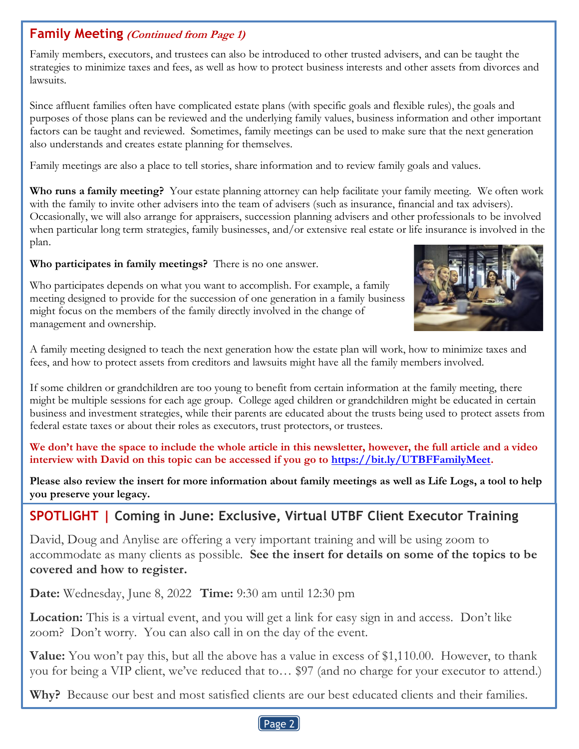## Family Meeting *(Continued from Page 1)*

Family members, executors, and trustees can also be introduced to other trusted advisers, and can be taught the strategies to minimize taxes and fees, as well as how to protect business interests and other assets from divorces and lawsuits.

Since affluent families often have complicated estate plans (with specific goals and flexible rules), the goals and purposes of those plans can be reviewed and the underlying family values, business information and other important factors can be taught and reviewed. Sometimes, family meetings can be used to make sure that the next generation also understands and creates estate planning for themselves.

Family meetings are also a place to tell stories, share information and to review family goals and values.

**Who runs a family meeting?** Your estate planning attorney can help facilitate your family meeting. We often work with the family to invite other advisers into the team of advisers (such as insurance, financial and tax advisers). Occasionally, we will also arrange for appraisers, succession planning advisers and other professionals to be involved when particular long term strategies, family businesses, and/or extensive real estate or life insurance is involved in the plan.

**Who participates in family meetings?** There is no one answer.

Who participates depends on what you want to accomplish. For example, a family meeting designed to provide for the succession of one generation in a family business might focus on the members of the family directly involved in the change of management and ownership.

A family meeting designed to teach the next generation how the estate plan will work, how to minimize taxes and fees, and how to protect assets from creditors and lawsuits might have all the family members involved.

If some children or grandchildren are too young to benefit from certain information at the family meeting, there might be multiple sessions for each age group. College aged children or grandchildren might be educated in certain business and investment strategies, while their parents are educated about the trusts being used to protect assets from federal estate taxes or about their roles as executors, trust protectors, or trustees.

**We don't have the space to include the whole article in this newsletter, however, the full article and a video interview with David on this topic can be accessed if you go to https://bit.ly/UTBFFamilyMeet.**

**Please also review the insert for more information about family meetings as well as Life Logs, a tool to help you preserve your legacy.**

## SPOTLIGHT | Coming in June: Exclusive, Virtual UTBF Client Executor Training

David, Doug and Anylise are offering a very important training and will be using zoom to accommodate as many clients as possible. **See the insert for details on some of the topics to be covered and how to register.**

**Date:** Wednesday, June 8, 2022 **Time:** 9:30 am until 12:30 pm

**Location:** This is a virtual event, and you will get a link for easy sign in and access. Don't like zoom? Don't worry. You can also call in on the day of the event.

**Value:** You won't pay this, but all the above has a value in excess of $1,110.00. However, to thank you for being a VIP client, we've reduced that to… $97 (and no charge for your executor to attend.)

**Why?** Because our best and most satisfied clients are our best educated clients and their families.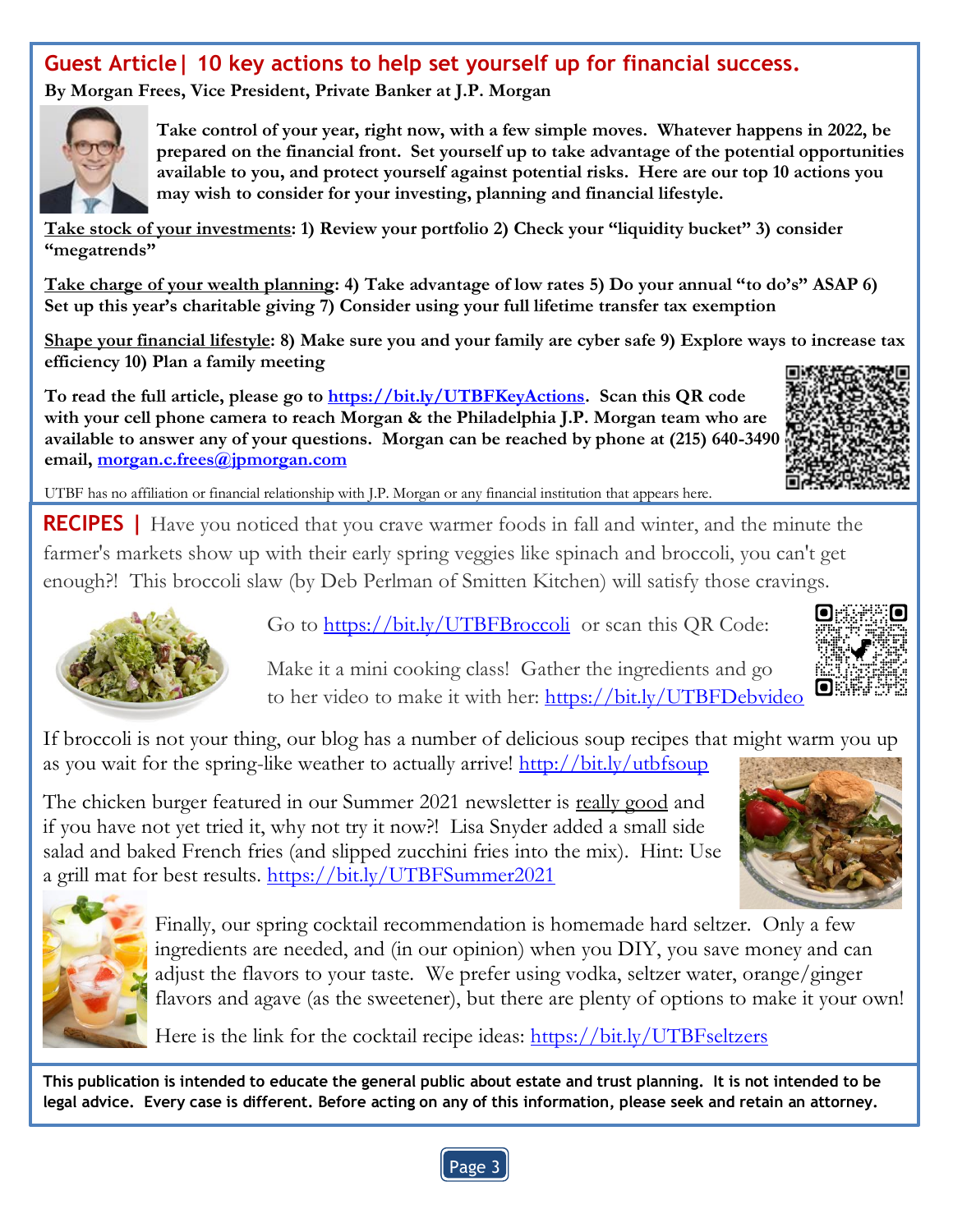## Guest Article | 10 key actions to help set yourself up for financial success.

**By Morgan Frees, Vice President, Private Banker at J.P. Morgan**

**Take control of your year, right now, with a few simple moves. Whatever happens in 2022, be prepared on the financial front. Set yourself up to take advantage of the potential opportunities available to you, and protect yourself against potential risks. Here are our top 10 actions you may wish to consider for your investing, planning and financial lifestyle.**

**Take stock of your investments: 1) Review your portfolio 2) Check your "liquidity bucket" 3) consider "megatrends"**

**Take charge of your wealth planning: 4) Take advantage of low rates 5) Do your annual "to do's" ASAP 6) Set up this year's charitable giving 7) Consider using your full lifetime transfer tax exemption**

**Shape your financial lifestyle: 8) Make sure you and your family are cyber safe 9) Explore ways to increase tax efficiency 10) Plan a family meeting**

**To read the full article, please go to https://bit.ly/UTBFKeyActions. Scan this QR code with your cell phone camera to reach Morgan & the Philadelphia J.P. Morgan team who are available to answer any of your questions. Morgan can be reached by phone at (215) 640-3490 email, morgan.c.frees@jpmorgan.com**

UTBF has no affiliation or financial relationship with J.P. Morgan or any financial institution that appears here.

## RECIPES |

Have you noticed that you crave warmer foods in fall and winter, and the minute the farmer's markets show up with their early spring veggies like spinach and broccoli, you can't get enough?! This broccoli slaw (by Deb Perlman of Smitten Kitchen) will satisfy those cravings.

Go to https://bit.ly/UTBFBroccoli or scan this QR Code:

Make it a mini cooking class! Gather the ingredients and go to her video to make it with her: https://bit.ly/UTBFDebvideo

If broccoli is not your thing, our blog has a number of delicious soup recipes that might warm you up as you wait for the spring-like weather to actually arrive! http://bit.ly/utbfsoup

The chicken burger featured in our Summer 2021 newsletter is really good and if you have not yet tried it, why not try it now?! Lisa Snyder added a small side salad and baked French fries (and slipped zucchini fries into the mix). Hint: Use a grill mat for best results. https://bit.ly/UTBFSummer2021

Finally, our spring cocktail recommendation is homemade hard seltzer. Only a few ingredients are needed, and (in our opinion) when you DIY, you save money and can adjust the flavors to your taste. We prefer using vodka, seltzer water, orange/ginger flavors and agave (as the sweetener), but there are plenty of options to make it your own!

Here is the link for the cocktail recipe ideas: https://bit.ly/UTBFseltzers

**This publication is intended to educate the general public about estate and trust planning. It is not intended to be legal advice. Every case is different. Before acting on any of this information, please seek and retain an attorney.**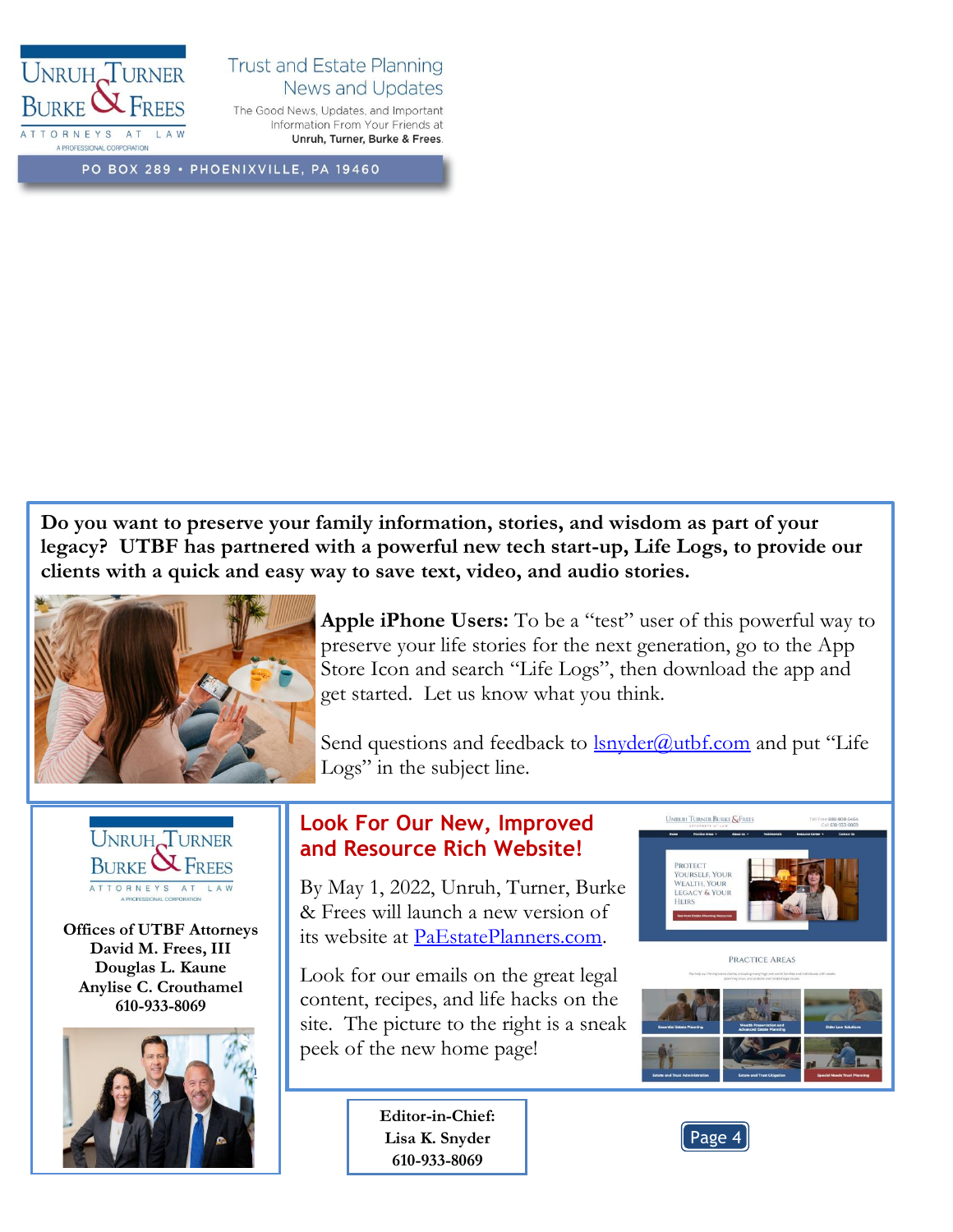Unruh, Turner, Burke & Frees
ATTORNEYS AT LAW
A PROFESSIONAL CORPORATION

Trust and Estate Planning News and Updates

The Good News, Updates, and Important Information From Your Friends at **Unruh, Turner, Burke & Frees.**

PO BOX 289 • PHOENIXVILLE, PA 19460

**Do you want to preserve your family information, stories, and wisdom as part of your legacy? UTBF has partnered with a powerful new tech start-up, Life Logs, to provide our clients with a quick and easy way to save text, video, and audio stories.**

**Apple iPhone Users:** To be a "test" user of this powerful way to preserve your life stories for the next generation, go to the App Store Icon and search "Life Logs", then download the app and get started. Let us know what you think.

Send questions and feedback to lsnyder@utbf.com and put "Life Logs" in the subject line.

## Look For Our New, Improved and Resource Rich Website!

By May 1, 2022, Unruh, Turner, Burke & Frees will launch a new version of its website at PaEstatePlanners.com.

Look for our emails on the great legal content, recipes, and life hacks on the site. The picture to the right is a sneak peek of the new home page!

Unruh, Turner, Burke & Frees
ATTORNEYS AT LAW
A PROFESSIONAL CORPORATION

**Offices of UTBF Attorneys**
**David M. Frees, III**
**Douglas L. Kaune**
**Anylise C. Crouthamel**
**610-933-8069**

**Editor-in-Chief:**
**Lisa K. Snyder**
**610-933-8069**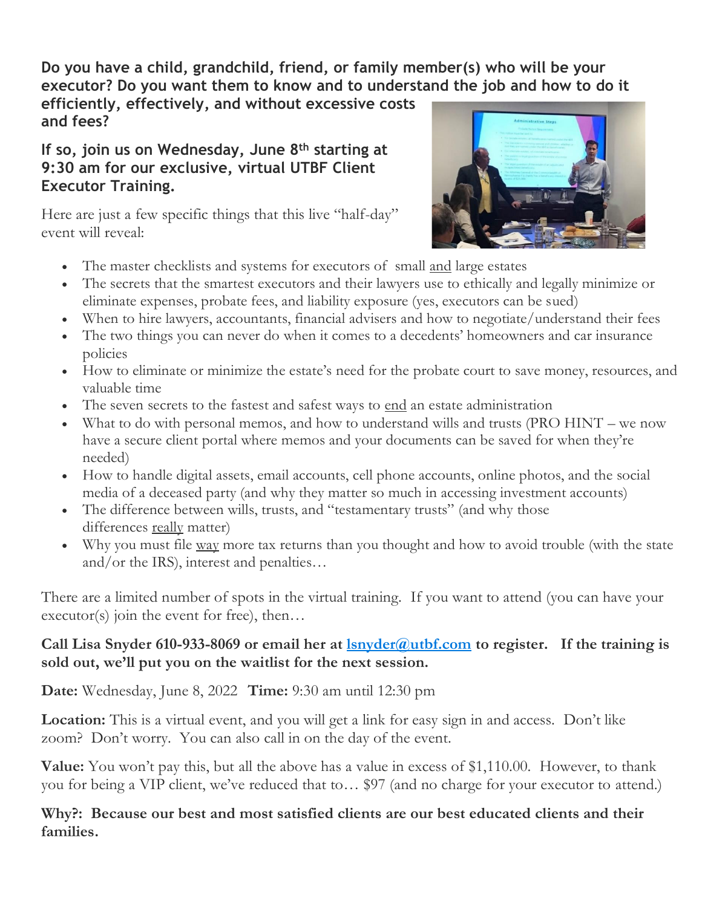**Do you have a child, grandchild, friend, or family member(s) who will be your executor? Do you want them to know and to understand the job and how to do it efficiently, effectively, and without excessive costs and fees?**

**If so, join us on Wednesday, June 8th starting at 9:30 am for our exclusive, virtual UTBF Client Executor Training.**

Here are just a few specific things that this live "half-day" event will reveal:

- The master checklists and systems for executors of small and large estates
- The secrets that the smartest executors and their lawyers use to ethically and legally minimize or eliminate expenses, probate fees, and liability exposure (yes, executors can be sued)
- When to hire lawyers, accountants, financial advisers and how to negotiate/understand their fees
- The two things you can never do when it comes to a decedents' homeowners and car insurance policies
- How to eliminate or minimize the estate's need for the probate court to save money, resources, and valuable time
- The seven secrets to the fastest and safest ways to end an estate administration
- What to do with personal memos, and how to understand wills and trusts (PRO HINT – we now have a secure client portal where memos and your documents can be saved for when they're needed)
- How to handle digital assets, email accounts, cell phone accounts, online photos, and the social media of a deceased party (and why they matter so much in accessing investment accounts)
- The difference between wills, trusts, and "testamentary trusts" (and why those differences really matter)
- Why you must file way more tax returns than you thought and how to avoid trouble (with the state and/or the IRS), interest and penalties…

There are a limited number of spots in the virtual training. If you want to attend (you can have your executor(s) join the event for free), then…

**Call Lisa Snyder 610-933-8069 or email her at lsnyder@utbf.com to register. If the training is sold out, we'll put you on the waitlist for the next session.**

**Date:** Wednesday, June 8, 2022 **Time:** 9:30 am until 12:30 pm

**Location:** This is a virtual event, and you will get a link for easy sign in and access. Don't like zoom? Don't worry. You can also call in on the day of the event.

**Value:** You won't pay this, but all the above has a value in excess of $1,110.00. However, to thank you for being a VIP client, we've reduced that to… $97 (and no charge for your executor to attend.)

**Why?: Because our best and most satisfied clients are our best educated clients and their families.**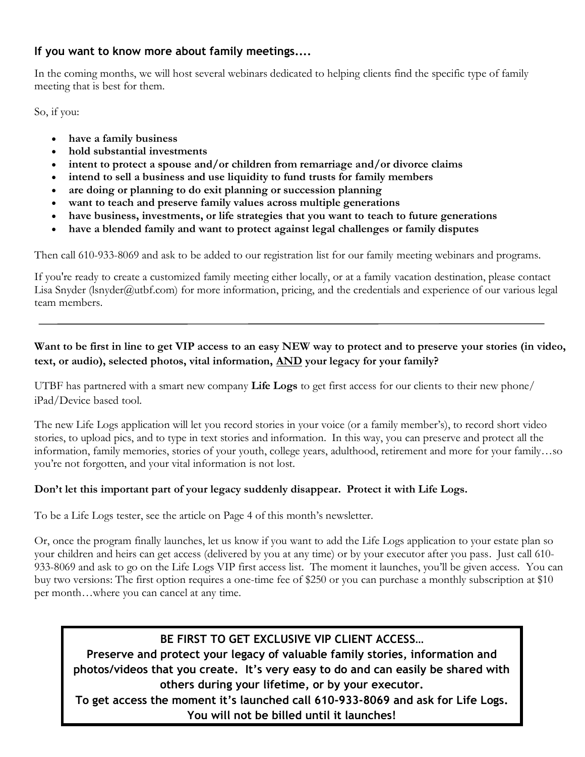### If you want to know more about family meetings....

In the coming months, we will host several webinars dedicated to helping clients find the specific type of family meeting that is best for them.

So, if you:

- **have a family business**
- **hold substantial investments**
- **intent to protect a spouse and/or children from remarriage and/or divorce claims**
- **intend to sell a business and use liquidity to fund trusts for family members**
- **are doing or planning to do exit planning or succession planning**
- **want to teach and preserve family values across multiple generations**
- **have business, investments, or life strategies that you want to teach to future generations**
- **have a blended family and want to protect against legal challenges or family disputes**

Then call 610-933-8069 and ask to be added to our registration list for our family meeting webinars and programs.

If you're ready to create a customized family meeting either locally, or at a family vacation destination, please contact Lisa Snyder (lsnyder@utbf.com) for more information, pricing, and the credentials and experience of our various legal team members.

---

**Want to be first in line to get VIP access to an easy NEW way to protect and to preserve your stories (in video, text, or audio), selected photos, vital information, <u>AND</u> your legacy for your family?**

UTBF has partnered with a smart new company **Life Logs** to get first access for our clients to their new phone/ iPad/Device based tool.

The new Life Logs application will let you record stories in your voice (or a family member's), to record short video stories, to upload pics, and to type in text stories and information. In this way, you can preserve and protect all the information, family memories, stories of your youth, college years, adulthood, retirement and more for your family…so you're not forgotten, and your vital information is not lost.

**Don't let this important part of your legacy suddenly disappear. Protect it with Life Logs.**

To be a Life Logs tester, see the article on Page 4 of this month's newsletter.

Or, once the program finally launches, let us know if you want to add the Life Logs application to your estate plan so your children and heirs can get access (delivered by you at any time) or by your executor after you pass. Just call 610-933-8069 and ask to go on the Life Logs VIP first access list. The moment it launches, you'll be given access. You can buy two versions: The first option requires a one-time fee of $250 or you can purchase a monthly subscription at $10 per month…where you can cancel at any time.

**BE FIRST TO GET EXCLUSIVE VIP CLIENT ACCESS…**
**Preserve and protect your legacy of valuable family stories, information and photos/videos that you create. It's very easy to do and can easily be shared with others during your lifetime, or by your executor.**
**To get access the moment it's launched call 610-933-8069 and ask for Life Logs.**
**You will not be billed until it launches!**